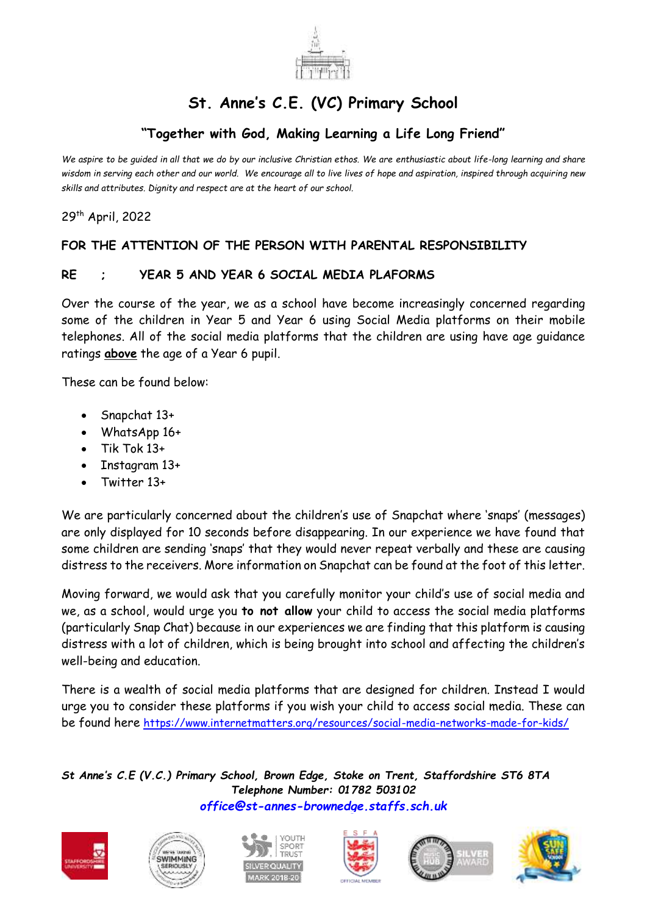# St. Anne's C.E. (VC) Primary School

## "Together with God, Making Learning a Life Long Friend"

*We aspire to be guided in all that we do by our inclusive Christian ethos. We are enthusiastic about life-long learning and share wisdom in serving each other and our world. We encourage all to live lives of hope and aspiration, inspired through acquiring new skills and attributes. Dignity and respect are at the heart of our school.*

29th April, 2022

**FOR THE ATTENTION OF THE PERSON WITH PARENTAL RESPONSIBILITY**

**RE : YEAR 5 AND YEAR 6 SOCIAL MEDIA PLAFORMS**

Over the course of the year, we as a school have become increasingly concerned regarding some of the children in Year 5 and Year 6 using Social Media platforms on their mobile telephones. All of the social media platforms that the children are using have age guidance ratings **above** the age of a Year 6 pupil.

These can be found below:

- Snapchat 13+
- WhatsApp 16+
- Tik Tok 13+
- Instagram 13+
- Twitter 13+

We are particularly concerned about the children's use of Snapchat where 'snaps' (messages) are only displayed for 10 seconds before disappearing. In our experience we have found that some children are sending 'snaps' that they would never repeat verbally and these are causing distress to the receivers. More information on Snapchat can be found at the foot of this letter.

Moving forward, we would ask that you carefully monitor your child's use of social media and we, as a school, would urge you **to not allow** your child to access the social media platforms (particularly Snap Chat) because in our experiences we are finding that this platform is causing distress with a lot of children, which is being brought into school and affecting the children's well-being and education.

There is a wealth of social media platforms that are designed for children. Instead I would urge you to consider these platforms if you wish your child to access social media. These can be found here https://www.internetmatters.org/resources/social-media-networks-made-for-kids/

***St Anne's C.E (V.C.) Primary School, Brown Edge, Stoke on Trent, Staffordshire ST6 8TA***
***Telephone Number: 01782 503102***
***office@st-annes-brownedge.staffs.sch.uk***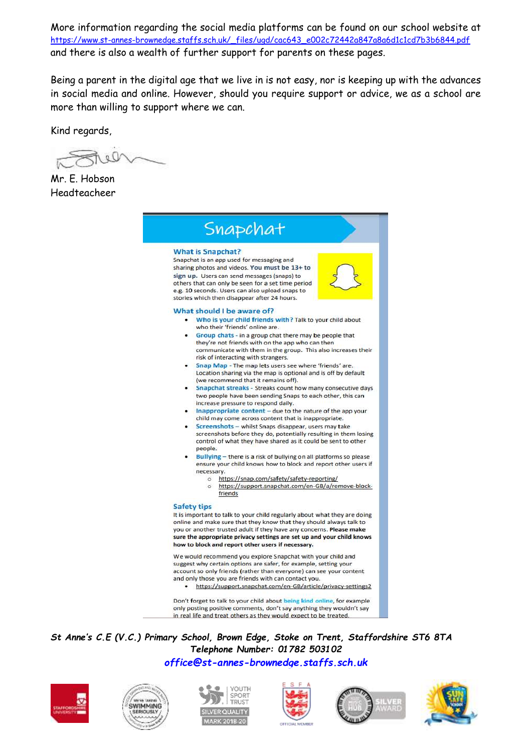More information regarding the social media platforms can be found on our school website at https://www.st-annes-brownedge.staffs.sch.uk/_files/ugd/cac643_e002c72442a847a8a6d1c1cd7b3b6844.pdf and there is also a wealth of further support for parents on these pages.

Being a parent in the digital age that we live in is not easy, nor is keeping up with the advances in social media and online. However, should you require support or advice, we as a school are more than willing to support where we can.

Kind regards,

Mr. E. Hobson
Headteacheer

# Snapchat

## What is Snapchat?

Snapchat is an app used for messaging and sharing photos and videos. **You must be 13+ to sign up.** Users can send messages (snaps) to others that can only be seen for a set time period e.g. 10 seconds. Users can also upload snaps to stories which then disappear after 24 hours.

## What should I be aware of?

- **Who is your child friends with?** Talk to your child about who their 'friends' online are.
- **Group chats** - in a group chat there may be people that they're not friends with on the app who can then communicate with them in the group. This also increases their risk of interacting with strangers.
- **Snap Map** - The map lets users see where 'friends' are. Location sharing via the map is optional and is off by default (we recommend that it remains off).
- **Snapchat streaks** - Streaks count how many consecutive days two people have been sending Snaps to each other, this can increase pressure to respond daily.
- **Inappropriate content** – due to the nature of the app your child may come across content that is inappropriate.
- **Screenshots** – whilst Snaps disappear, users may take screenshots before they do, potentially resulting in them losing control of what they have shared as it could be sent to other people.
- **Bullying** – there is a risk of bullying on all platforms so please ensure your child knows how to block and report other users if necessary.
  - https://snap.com/safety/safety-reporting/
  - https://support.snapchat.com/en-GB/a/remove-block-friends

## Safety tips

It is important to talk to your child regularly about what they are doing online and make sure that they know that they should always talk to you or another trusted adult if they have any concerns. **Please make sure the appropriate privacy settings are set up and your child knows how to block and report other users if necessary.**

We would recommend you explore Snapchat with your child and suggest why certain options are safer, for example, setting your account so only friends (rather than everyone) can see your content and only those you are friends with can contact you.

- https://support.snapchat.com/en-GB/article/privacy-settings2

Don't forget to talk to your child about **being kind online**, for example only posting positive comments, don't say anything they wouldn't say in real life and treat others as they would expect to be treated.

***St Anne's C.E (V.C.) Primary School, Brown Edge, Stoke on Trent, Staffordshire ST6 8TA***
***Telephone Number: 01782 503102***
***office@st-annes-brownedge.staffs.sch.uk***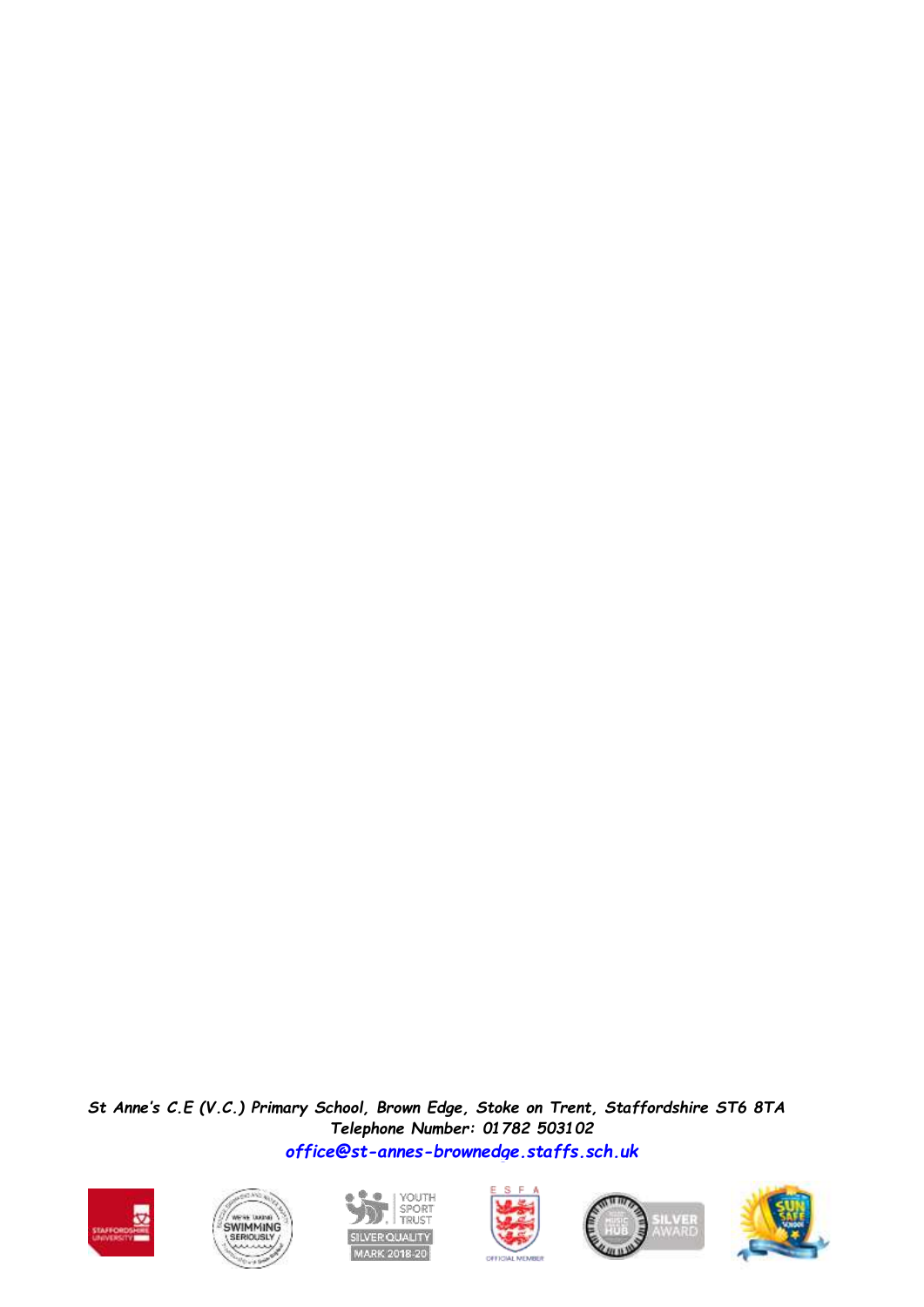*St Anne's C.E (V.C.) Primary School, Brown Edge, Stoke on Trent, Staffordshire ST6 8TA*

*Telephone Number: 01782 503102*

*office@st-annes-brownedge.staffs.sch.uk*